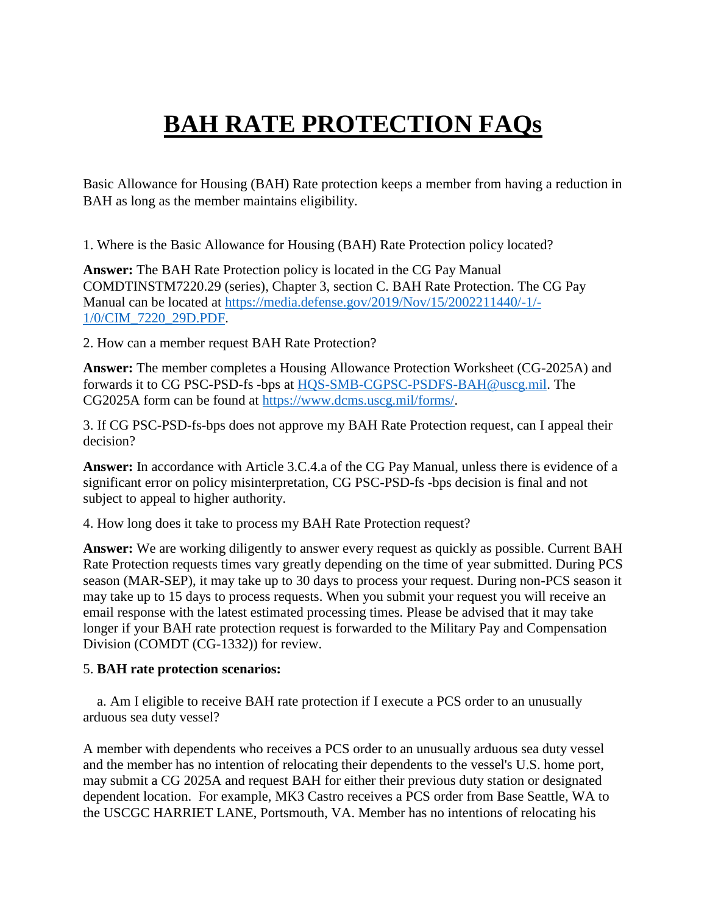# BAH RATE PROTECTION FAQs

Basic Allowance for Housing (BAH) Rate protection keeps a member from having a reduction in BAH as long as the member maintains eligibility.

1. Where is the Basic Allowance for Housing (BAH) Rate Protection policy located?

**Answer:** The BAH Rate Protection policy is located in the CG Pay Manual COMDTINSTM7220.29 (series), Chapter 3, section C. BAH Rate Protection. The CG Pay Manual can be located at [https://media.defense.gov/2019/Nov/15/2002211440/-1/-1/0/CIM_7220_29D.PDF](https://media.defense.gov/2019/Nov/15/2002211440/-1/-1/0/CIM_7220_29D.PDF).

2. How can a member request BAH Rate Protection?

**Answer:** The member completes a Housing Allowance Protection Worksheet (CG-2025A) and forwards it to CG PSC-PSD-fs -bps at [HQS-SMB-CGPSC-PSDFS-BAH@uscg.mil](mailto:HQS-SMB-CGPSC-PSDFS-BAH@uscg.mil). The CG2025A form can be found at [https://www.dcms.uscg.mil/forms/](https://www.dcms.uscg.mil/forms/).

3. If CG PSC-PSD-fs-bps does not approve my BAH Rate Protection request, can I appeal their decision?

**Answer:** In accordance with Article 3.C.4.a of the CG Pay Manual, unless there is evidence of a significant error on policy misinterpretation, CG PSC-PSD-fs -bps decision is final and not subject to appeal to higher authority.

4. How long does it take to process my BAH Rate Protection request?

**Answer:** We are working diligently to answer every request as quickly as possible. Current BAH Rate Protection requests times vary greatly depending on the time of year submitted. During PCS season (MAR-SEP), it may take up to 30 days to process your request. During non-PCS season it may take up to 15 days to process requests. When you submit your request you will receive an email response with the latest estimated processing times. Please be advised that it may take longer if your BAH rate protection request is forwarded to the Military Pay and Compensation Division (COMDT (CG-1332)) for review.

5. **BAH rate protection scenarios:**

a. Am I eligible to receive BAH rate protection if I execute a PCS order to an unusually arduous sea duty vessel?

A member with dependents who receives a PCS order to an unusually arduous sea duty vessel and the member has no intention of relocating their dependents to the vessel's U.S. home port, may submit a CG 2025A and request BAH for either their previous duty station or designated dependent location. For example, MK3 Castro receives a PCS order from Base Seattle, WA to the USCGC HARRIET LANE, Portsmouth, VA. Member has no intentions of relocating his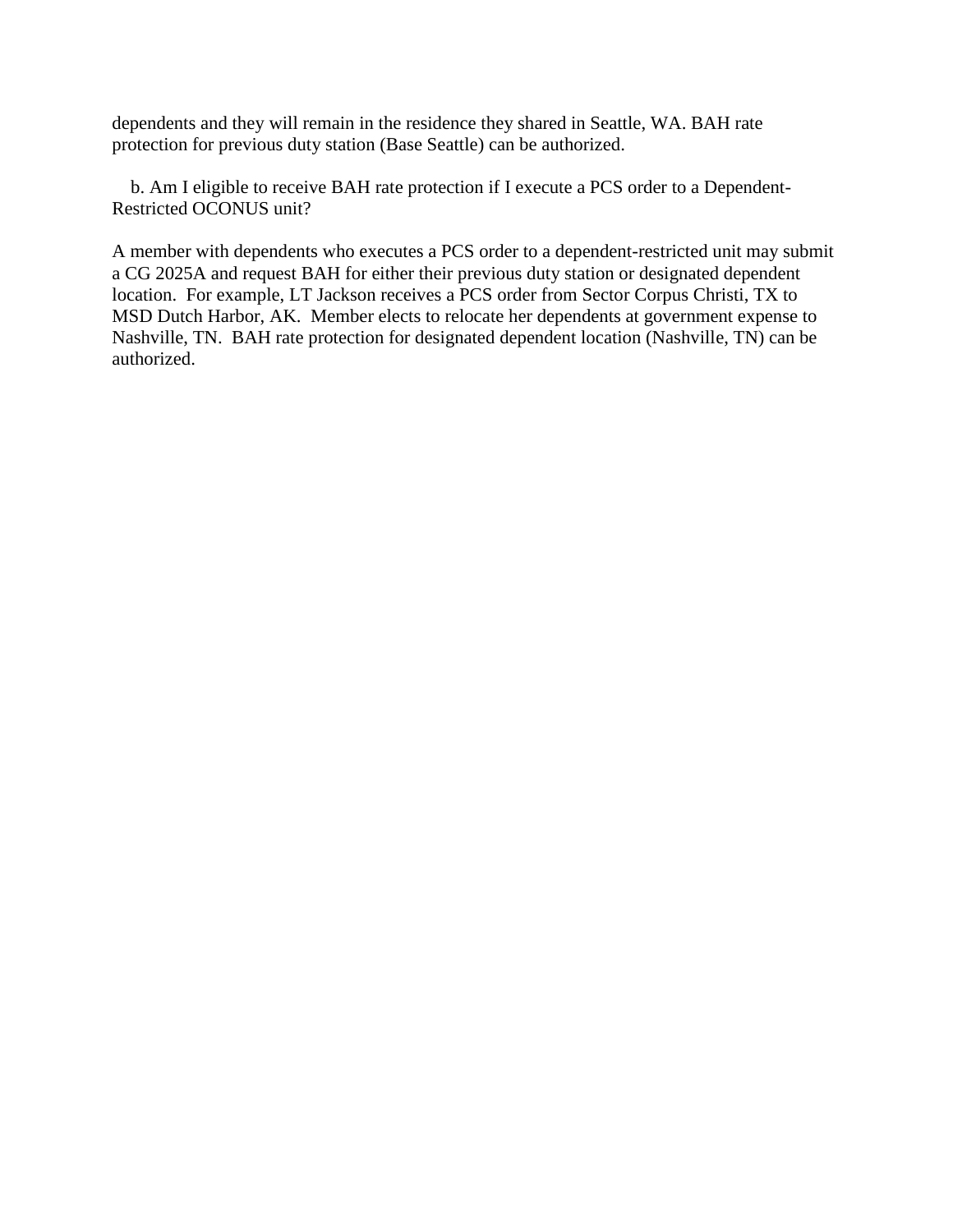dependents and they will remain in the residence they shared in Seattle, WA. BAH rate protection for previous duty station (Base Seattle) can be authorized.

b. Am I eligible to receive BAH rate protection if I execute a PCS order to a Dependent-Restricted OCONUS unit?

A member with dependents who executes a PCS order to a dependent-restricted unit may submit a CG 2025A and request BAH for either their previous duty station or designated dependent location. For example, LT Jackson receives a PCS order from Sector Corpus Christi, TX to MSD Dutch Harbor, AK. Member elects to relocate her dependents at government expense to Nashville, TN. BAH rate protection for designated dependent location (Nashville, TN) can be authorized.